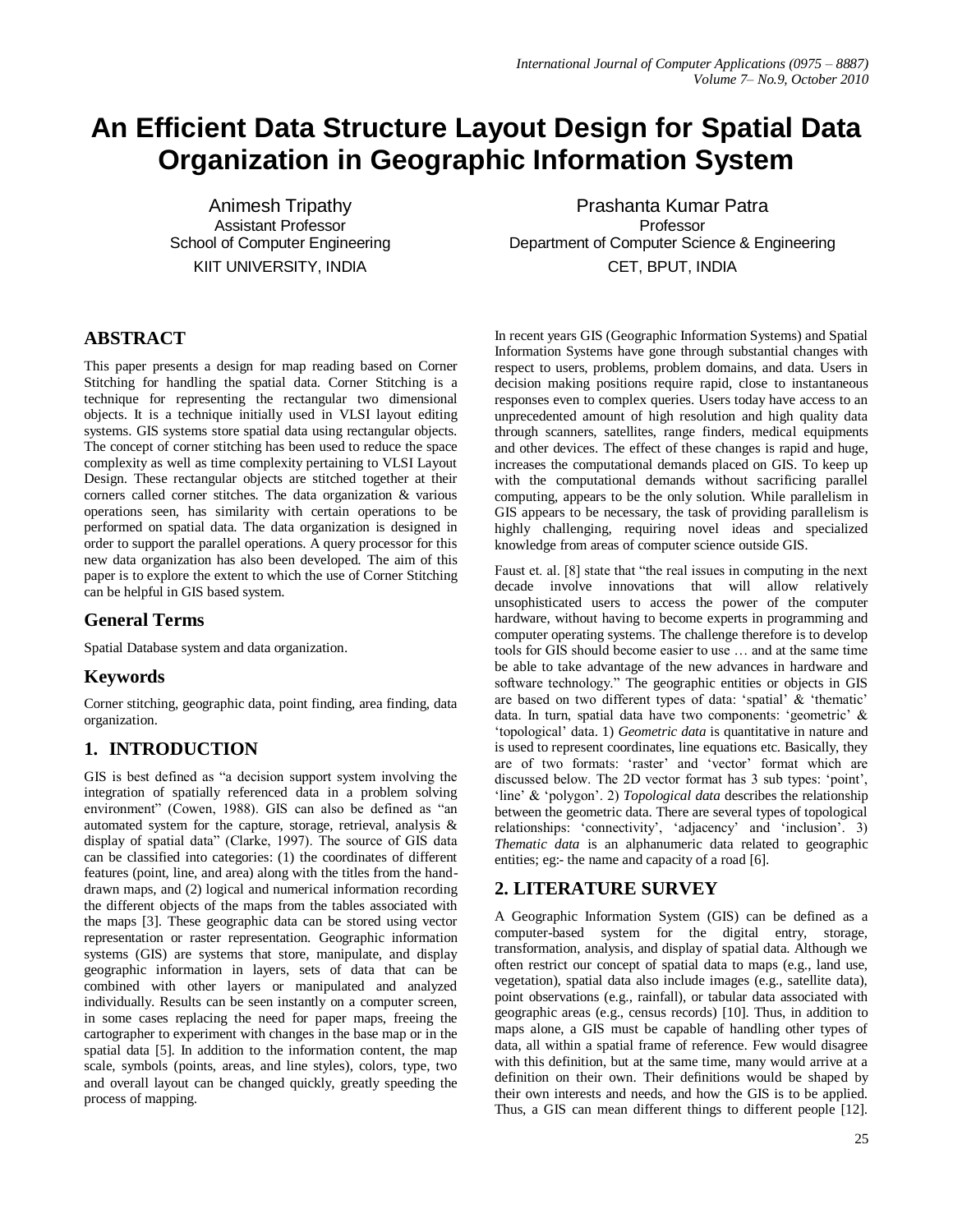# An Efficient Data Structure Layout Design for Spatial Data Organization in Geographic Information System

Animesh Tripathy
Assistant Professor
School of Computer Engineering
KIIT UNIVERSITY, INDIA

Prashanta Kumar Patra
Professor
Department of Computer Science & Engineering
CET, BPUT, INDIA

## ABSTRACT

This paper presents a design for map reading based on Corner Stitching for handling the spatial data. Corner Stitching is a technique for representing the rectangular two dimensional objects. It is a technique initially used in VLSI layout editing systems. GIS systems store spatial data using rectangular objects. The concept of corner stitching has been used to reduce the space complexity as well as time complexity pertaining to VLSI Layout Design. These rectangular objects are stitched together at their corners called corner stitches. The data organization & various operations seen, has similarity with certain operations to be performed on spatial data. The data organization is designed in order to support the parallel operations. A query processor for this new data organization has also been developed. The aim of this paper is to explore the extent to which the use of Corner Stitching can be helpful in GIS based system.

## General Terms

Spatial Database system and data organization.

## Keywords

Corner stitching, geographic data, point finding, area finding, data organization.

## 1. INTRODUCTION

GIS is best defined as "a decision support system involving the integration of spatially referenced data in a problem solving environment" (Cowen, 1988). GIS can also be defined as "an automated system for the capture, storage, retrieval, analysis & display of spatial data" (Clarke, 1997). The source of GIS data can be classified into categories: (1) the coordinates of different features (point, line, and area) along with the titles from the hand-drawn maps, and (2) logical and numerical information recording the different objects of the maps from the tables associated with the maps [3]. These geographic data can be stored using vector representation or raster representation. Geographic information systems (GIS) are systems that store, manipulate, and display geographic information in layers, sets of data that can be combined with other layers or manipulated and analyzed individually. Results can be seen instantly on a computer screen, in some cases replacing the need for paper maps, freeing the cartographer to experiment with changes in the base map or in the spatial data [5]. In addition to the information content, the map scale, symbols (points, areas, and line styles), colors, type, two and overall layout can be changed quickly, greatly speeding the process of mapping.

In recent years GIS (Geographic Information Systems) and Spatial Information Systems have gone through substantial changes with respect to users, problems, problem domains, and data. Users in decision making positions require rapid, close to instantaneous responses even to complex queries. Users today have access to an unprecedented amount of high resolution and high quality data through scanners, satellites, range finders, medical equipments and other devices. The effect of these changes is rapid and huge, increases the computational demands placed on GIS. To keep up with the computational demands without sacrificing parallel computing, appears to be the only solution. While parallelism in GIS appears to be necessary, the task of providing parallelism is highly challenging, requiring novel ideas and specialized knowledge from areas of computer science outside GIS.

Faust et. al. [8] state that "the real issues in computing in the next decade involve innovations that will allow relatively unsophisticated users to access the power of the computer hardware, without having to become experts in programming and computer operating systems. The challenge therefore is to develop tools for GIS should become easier to use … and at the same time be able to take advantage of the new advances in hardware and software technology." The geographic entities or objects in GIS are based on two different types of data: 'spatial' & 'thematic' data. In turn, spatial data have two components: 'geometric' & 'topological' data. 1) *Geometric data* is quantitative in nature and is used to represent coordinates, line equations etc. Basically, they are of two formats: 'raster' and 'vector' format which are discussed below. The 2D vector format has 3 sub types: 'point', 'line' & 'polygon'. 2) *Topological data* describes the relationship between the geometric data. There are several types of topological relationships: 'connectivity', 'adjacency' and 'inclusion'. 3) *Thematic data* is an alphanumeric data related to geographic entities; eg:- the name and capacity of a road [6].

## 2. LITERATURE SURVEY

A Geographic Information System (GIS) can be defined as a computer-based system for the digital entry, storage, transformation, analysis, and display of spatial data. Although we often restrict our concept of spatial data to maps (e.g., land use, vegetation), spatial data also include images (e.g., satellite data), point observations (e.g., rainfall), or tabular data associated with geographic areas (e.g., census records) [10]. Thus, in addition to maps alone, a GIS must be capable of handling other types of data, all within a spatial frame of reference. Few would disagree with this definition, but at the same time, many would arrive at a definition on their own. Their definitions would be shaped by their own interests and needs, and how the GIS is to be applied. Thus, a GIS can mean different things to different people [12].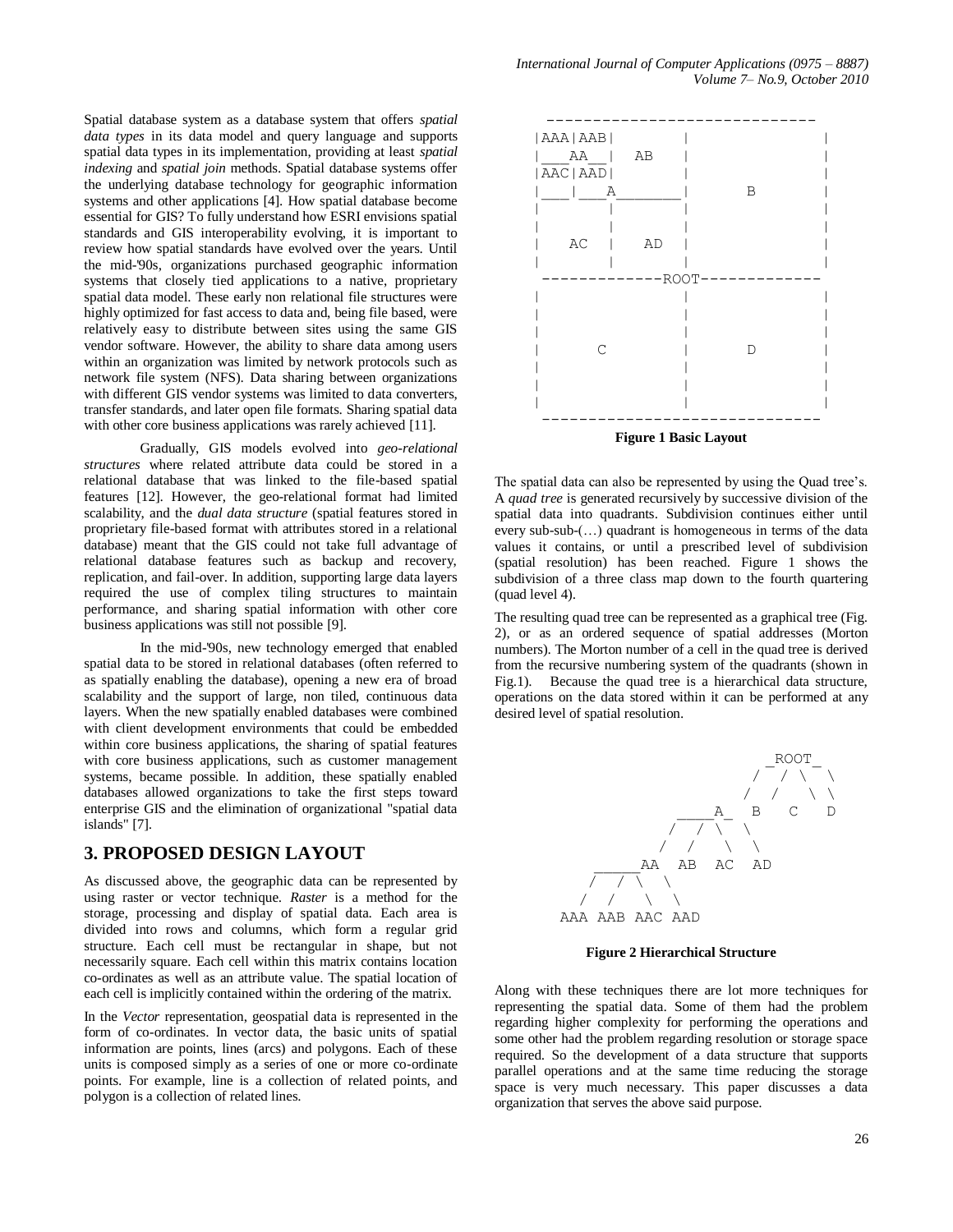Spatial database system as a database system that offers *spatial data types* in its data model and query language and supports spatial data types in its implementation, providing at least *spatial indexing* and *spatial join* methods. Spatial database systems offer the underlying database technology for geographic information systems and other applications [4]. How spatial database become essential for GIS? To fully understand how ESRI envisions spatial standards and GIS interoperability evolving, it is important to review how spatial standards have evolved over the years. Until the mid-'90s, organizations purchased geographic information systems that closely tied applications to a native, proprietary spatial data model. These early non relational file structures were highly optimized for fast access to data and, being file based, were relatively easy to distribute between sites using the same GIS vendor software. However, the ability to share data among users within an organization was limited by network protocols such as network file system (NFS). Data sharing between organizations with different GIS vendor systems was limited to data converters, transfer standards, and later open file formats. Sharing spatial data with other core business applications was rarely achieved [11].

Gradually, GIS models evolved into *geo-relational structures* where related attribute data could be stored in a relational database that was linked to the file-based spatial features [12]. However, the geo-relational format had limited scalability, and the *dual data structure* (spatial features stored in proprietary file-based format with attributes stored in a relational database) meant that the GIS could not take full advantage of relational database features such as backup and recovery, replication, and fail-over. In addition, supporting large data layers required the use of complex tiling structures to maintain performance, and sharing spatial information with other core business applications was still not possible [9].

In the mid-'90s, new technology emerged that enabled spatial data to be stored in relational databases (often referred to as spatially enabling the database), opening a new era of broad scalability and the support of large, non tiled, continuous data layers. When the new spatially enabled databases were combined with client development environments that could be embedded within core business applications, the sharing of spatial features with core business applications, such as customer management systems, became possible. In addition, these spatially enabled databases allowed organizations to take the first steps toward enterprise GIS and the elimination of organizational "spatial data islands" [7].

## 3. PROPOSED DESIGN LAYOUT

As discussed above, the geographic data can be represented by using raster or vector technique. *Raster* is a method for the storage, processing and display of spatial data. Each area is divided into rows and columns, which form a regular grid structure. Each cell must be rectangular in shape, but not necessarily square. Each cell within this matrix contains location co-ordinates as well as an attribute value. The spatial location of each cell is implicitly contained within the ordering of the matrix.

In the *Vector* representation, geospatial data is represented in the form of co-ordinates. In vector data, the basic units of spatial information are points, lines (arcs) and polygons. Each of these units is composed simply as a series of one or more co-ordinate points. For example, line is a collection of related points, and polygon is a collection of related lines.

```
 -----------------------------
|AAA|AAB|        |             |
|___AA__|   AB   |             |
|AAC|AAD|        |             |
|___|___A________|      B      |
|       |        |             |
|       |        |             |
|   AC  |   AD   |             |
|       |        |             |
 ------------ROOT-------------
|                |             |
|                |             |
|                |             |
|       C        |      D      |
|                |             |
|                |             |
|                |             |
 -----------------------------
```

**Figure 1 Basic Layout**

The spatial data can also be represented by using the Quad tree's. A *quad tree* is generated recursively by successive division of the spatial data into quadrants. Subdivision continues either until every sub-sub-(…) quadrant is homogeneous in terms of the data values it contains, or until a prescribed level of subdivision (spatial resolution) has been reached. Figure 1 shows the subdivision of a three class map down to the fourth quartering (quad level 4).

The resulting quad tree can be represented as a graphical tree (Fig. 2), or as an ordered sequence of spatial addresses (Morton numbers). The Morton number of a cell in the quad tree is derived from the recursive numbering system of the quadrants (shown in Fig.1). Because the quad tree is a hierarchical data structure, operations on the data stored within it can be performed at any desired level of spatial resolution.

```
                    _ROOT_
                   / / \ \
                  / /   \ \
            ____A_  B   C   D
           / / \ \
          / /   \ \
     _____AA  AB  AC  AD
    / / \ \
   / /   \ \
 AAA AAB AAC AAD
```

**Figure 2 Hierarchical Structure**

Along with these techniques there are lot more techniques for representing the spatial data. Some of them had the problem regarding higher complexity for performing the operations and some other had the problem regarding resolution or storage space required. So the development of a data structure that supports parallel operations and at the same time reducing the storage space is very much necessary. This paper discusses a data organization that serves the above said purpose.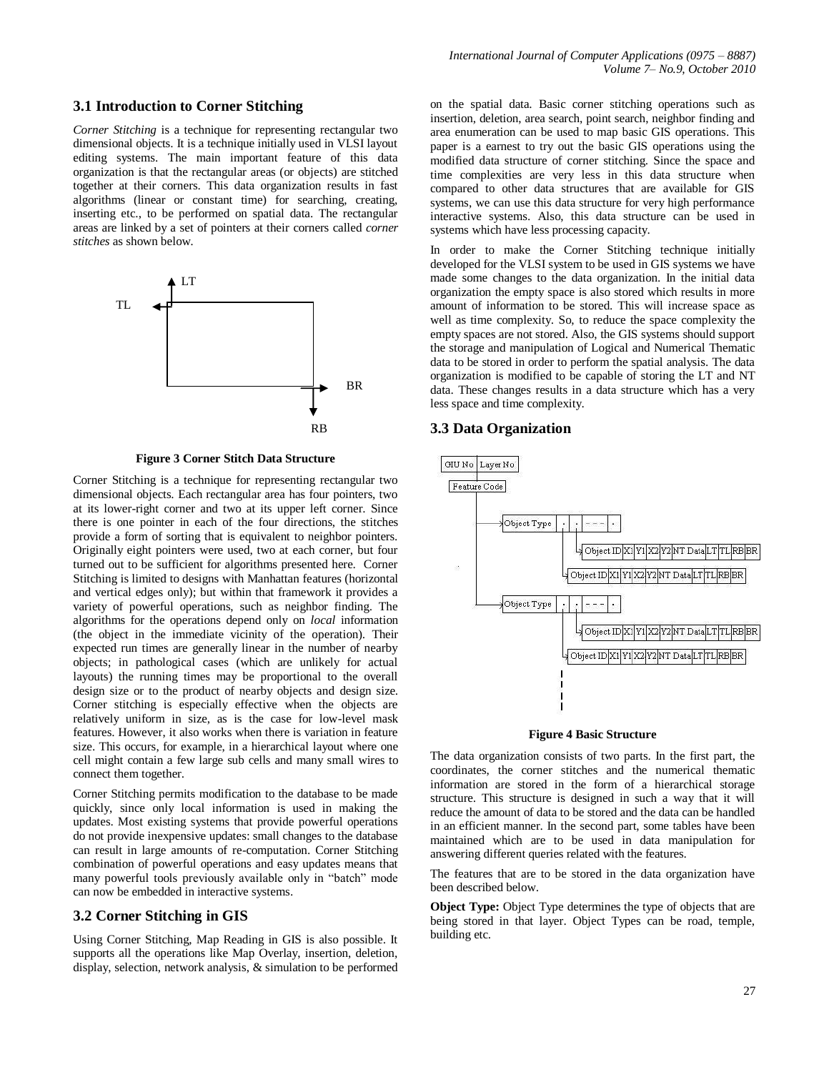### 3.1 Introduction to Corner Stitching

*Corner Stitching* is a technique for representing rectangular two dimensional objects. It is a technique initially used in VLSI layout editing systems. The main important feature of this data organization is that the rectangular areas (or objects) are stitched together at their corners. This data organization results in fast algorithms (linear or constant time) for searching, creating, inserting etc., to be performed on spatial data. The rectangular areas are linked by a set of pointers at their corners called *corner stitches* as shown below.

**Figure 3 Corner Stitch Data Structure**

Corner Stitching is a technique for representing rectangular two dimensional objects. Each rectangular area has four pointers, two at its lower-right corner and two at its upper left corner. Since there is one pointer in each of the four directions, the stitches provide a form of sorting that is equivalent to neighbor pointers. Originally eight pointers were used, two at each corner, but four turned out to be sufficient for algorithms presented here. Corner Stitching is limited to designs with Manhattan features (horizontal and vertical edges only); but within that framework it provides a variety of powerful operations, such as neighbor finding. The algorithms for the operations depend only on *local* information (the object in the immediate vicinity of the operation). Their expected run times are generally linear in the number of nearby objects; in pathological cases (which are unlikely for actual layouts) the running times may be proportional to the overall design size or to the product of nearby objects and design size. Corner stitching is especially effective when the objects are relatively uniform in size, as is the case for low-level mask features. However, it also works when there is variation in feature size. This occurs, for example, in a hierarchical layout where one cell might contain a few large sub cells and many small wires to connect them together.

Corner Stitching permits modification to the database to be made quickly, since only local information is used in making the updates. Most existing systems that provide powerful operations do not provide inexpensive updates: small changes to the database can result in large amounts of re-computation. Corner Stitching combination of powerful operations and easy updates means that many powerful tools previously available only in "batch" mode can now be embedded in interactive systems.

### 3.2 Corner Stitching in GIS

Using Corner Stitching, Map Reading in GIS is also possible. It supports all the operations like Map Overlay, insertion, deletion, display, selection, network analysis, & simulation to be performed on the spatial data. Basic corner stitching operations such as insertion, deletion, area search, point search, neighbor finding and area enumeration can be used to map basic GIS operations. This paper is a earnest to try out the basic GIS operations using the modified data structure of corner stitching. Since the space and time complexities are very less in this data structure when compared to other data structures that are available for GIS systems, we can use this data structure for very high performance interactive systems. Also, this data structure can be used in systems which have less processing capacity.

In order to make the Corner Stitching technique initially developed for the VLSI system to be used in GIS systems we have made some changes to the data organization. In the initial data organization the empty space is also stored which results in more amount of information to be stored. This will increase space as well as time complexity. So, to reduce the space complexity the empty spaces are not stored. Also, the GIS systems should support the storage and manipulation of Logical and Numerical Thematic data to be stored in order to perform the spatial analysis. The data organization is modified to be capable of storing the LT and NT data. These changes results in a data structure which has a very less space and time complexity.

### 3.3 Data Organization

**Figure 4 Basic Structure**

The data organization consists of two parts. In the first part, the coordinates, the corner stitches and the numerical thematic information are stored in the form of a hierarchical storage structure. This structure is designed in such a way that it will reduce the amount of data to be stored and the data can be handled in an efficient manner. In the second part, some tables have been maintained which are to be used in data manipulation for answering different queries related with the features.

The features that are to be stored in the data organization have been described below.

**Object Type:** Object Type determines the type of objects that are being stored in that layer. Object Types can be road, temple, building etc.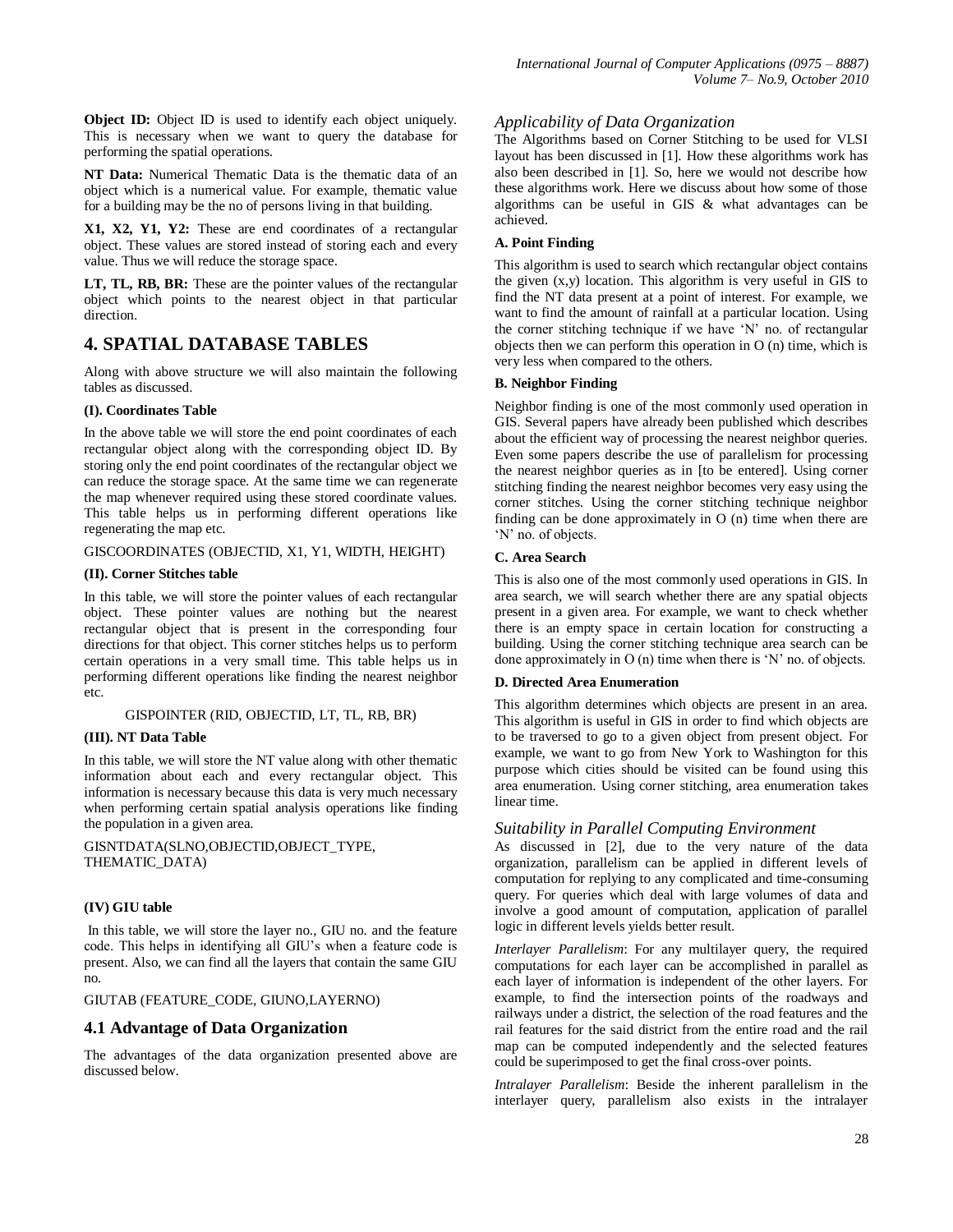**Object ID:** Object ID is used to identify each object uniquely. This is necessary when we want to query the database for performing the spatial operations.

**NT Data:** Numerical Thematic Data is the thematic data of an object which is a numerical value. For example, thematic value for a building may be the no of persons living in that building.

**X1, X2, Y1, Y2:** These are end coordinates of a rectangular object. These values are stored instead of storing each and every value. Thus we will reduce the storage space.

**LT, TL, RB, BR:** These are the pointer values of the rectangular object which points to the nearest object in that particular direction.

# 4. SPATIAL DATABASE TABLES

Along with above structure we will also maintain the following tables as discussed.

**(I). Coordinates Table**

In the above table we will store the end point coordinates of each rectangular object along with the corresponding object ID. By storing only the end point coordinates of the rectangular object we can reduce the storage space. At the same time we can regenerate the map whenever required using these stored coordinate values. This table helps us in performing different operations like regenerating the map etc.

GISCOORDINATES (OBJECTID, X1, Y1, WIDTH, HEIGHT)

**(II). Corner Stitches table**

In this table, we will store the pointer values of each rectangular object. These pointer values are nothing but the nearest rectangular object that is present in the corresponding four directions for that object. This corner stitches helps us to perform certain operations in a very small time. This table helps us in performing different operations like finding the nearest neighbor etc.

GISPOINTER (RID, OBJECTID, LT, TL, RB, BR)

**(III). NT Data Table**

In this table, we will store the NT value along with other thematic information about each and every rectangular object. This information is necessary because this data is very much necessary when performing certain spatial analysis operations like finding the population in a given area.

GISNTDATA(SLNO,OBJECTID,OBJECT_TYPE, THEMATIC_DATA)

**(IV) GIU table**

In this table, we will store the layer no., GIU no. and the feature code. This helps in identifying all GIU's when a feature code is present. Also, we can find all the layers that contain the same GIU no.

GIUTAB (FEATURE_CODE, GIUNO,LAYERNO)

## 4.1 Advantage of Data Organization

The advantages of the data organization presented above are discussed below.

### *Applicability of Data Organization*

The Algorithms based on Corner Stitching to be used for VLSI layout has been discussed in [1]. How these algorithms work has also been described in [1]. So, here we would not describe how these algorithms work. Here we discuss about how some of those algorithms can be useful in GIS & what advantages can be achieved.

**A. Point Finding**

This algorithm is used to search which rectangular object contains the given (x,y) location. This algorithm is very useful in GIS to find the NT data present at a point of interest. For example, we want to find the amount of rainfall at a particular location. Using the corner stitching technique if we have 'N' no. of rectangular objects then we can perform this operation in O (n) time, which is very less when compared to the others.

**B. Neighbor Finding**

Neighbor finding is one of the most commonly used operation in GIS. Several papers have already been published which describes about the efficient way of processing the nearest neighbor queries. Even some papers describe the use of parallelism for processing the nearest neighbor queries as in [to be entered]. Using corner stitching finding the nearest neighbor becomes very easy using the corner stitches. Using the corner stitching technique neighbor finding can be done approximately in O (n) time when there are 'N' no. of objects.

**C. Area Search**

This is also one of the most commonly used operations in GIS. In area search, we will search whether there are any spatial objects present in a given area. For example, we want to check whether there is an empty space in certain location for constructing a building. Using the corner stitching technique area search can be done approximately in O (n) time when there is 'N' no. of objects.

**D. Directed Area Enumeration**

This algorithm determines which objects are present in an area. This algorithm is useful in GIS in order to find which objects are to be traversed to go to a given object from present object. For example, we want to go from New York to Washington for this purpose which cities should be visited can be found using this area enumeration. Using corner stitching, area enumeration takes linear time.

### *Suitability in Parallel Computing Environment*

As discussed in [2], due to the very nature of the data organization, parallelism can be applied in different levels of computation for replying to any complicated and time-consuming query. For queries which deal with large volumes of data and involve a good amount of computation, application of parallel logic in different levels yields better result.

*Interlayer Parallelism*: For any multilayer query, the required computations for each layer can be accomplished in parallel as each layer of information is independent of the other layers. For example, to find the intersection points of the roadways and railways under a district, the selection of the road features and the rail features for the said district from the entire road and the rail map can be computed independently and the selected features could be superimposed to get the final cross-over points.

*Intralayer Parallelism*: Beside the inherent parallelism in the interlayer query, parallelism also exists in the intralayer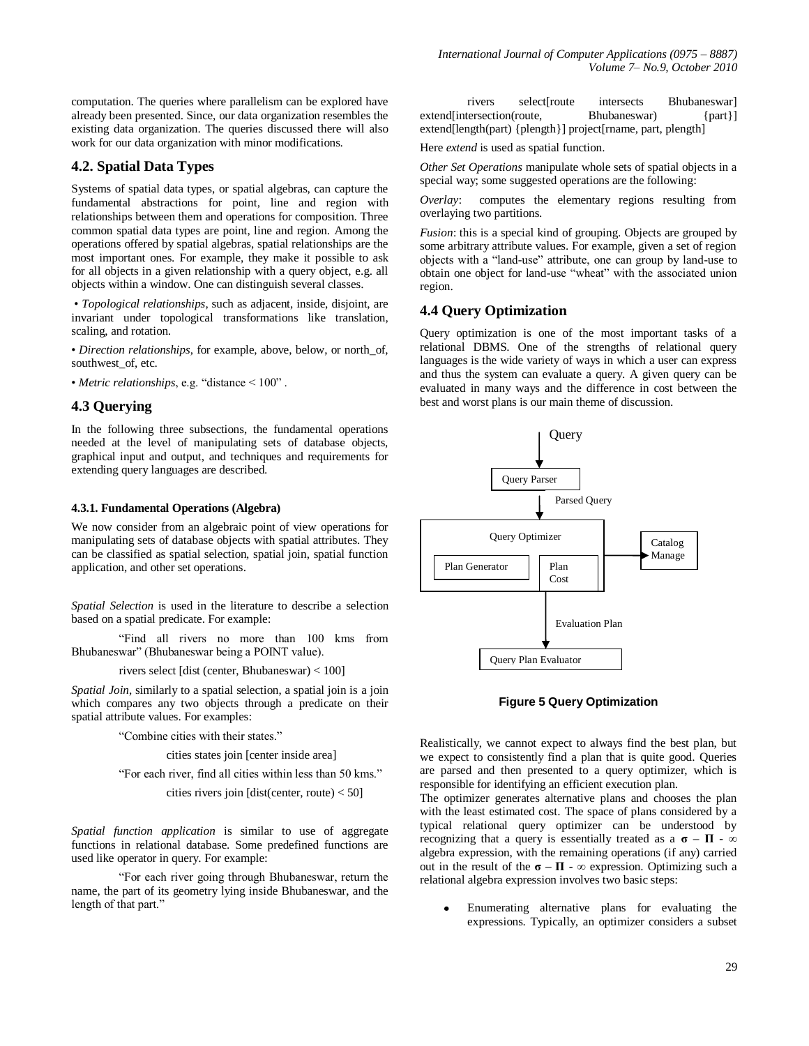computation. The queries where parallelism can be explored have already been presented. Since, our data organization resembles the existing data organization. The queries discussed there will also work for our data organization with minor modifications.

## 4.2. Spatial Data Types

Systems of spatial data types, or spatial algebras, can capture the fundamental abstractions for point, line and region with relationships between them and operations for composition. Three common spatial data types are point, line and region. Among the operations offered by spatial algebras, spatial relationships are the most important ones. For example, they make it possible to ask for all objects in a given relationship with a query object, e.g. all objects within a window. One can distinguish several classes.

- *Topological relationships*, such as adjacent, inside, disjoint, are invariant under topological transformations like translation, scaling, and rotation.
- *Direction relationships*, for example, above, below, or north_of, southwest_of, etc.
- *Metric relationships*, e.g. "distance < 100" .

## 4.3 Querying

In the following three subsections, the fundamental operations needed at the level of manipulating sets of database objects, graphical input and output, and techniques and requirements for extending query languages are described.

#### 4.3.1. Fundamental Operations (Algebra)

We now consider from an algebraic point of view operations for manipulating sets of database objects with spatial attributes. They can be classified as spatial selection, spatial join, spatial function application, and other set operations.

*Spatial Selection* is used in the literature to describe a selection based on a spatial predicate. For example:

"Find all rivers no more than 100 kms from Bhubaneswar" (Bhubaneswar being a POINT value).

rivers select [dist (center, Bhubaneswar) < 100]

*Spatial Join*, similarly to a spatial selection, a spatial join is a join which compares any two objects through a predicate on their spatial attribute values. For examples:

"Combine cities with their states."

cities states join [center inside area]

"For each river, find all cities within less than 50 kms."

cities rivers join [dist(center, route) < 50]

*Spatial function application* is similar to use of aggregate functions in relational database. Some predefined functions are used like operator in query. For example:

"For each river going through Bhubaneswar, return the name, the part of its geometry lying inside Bhubaneswar, and the length of that part."

rivers select[route intersects Bhubaneswar] extend[intersection(route, Bhubaneswar) {part}] extend[length(part) {plength}] project[rname, part, plength]

Here *extend* is used as spatial function.

*Other Set Operations* manipulate whole sets of spatial objects in a special way; some suggested operations are the following:

*Overlay*: computes the elementary regions resulting from overlaying two partitions.

*Fusion*: this is a special kind of grouping. Objects are grouped by some arbitrary attribute values. For example, given a set of region objects with a "land-use" attribute, one can group by land-use to obtain one object for land-use "wheat" with the associated union region.

## 4.4 Query Optimization

Query optimization is one of the most important tasks of a relational DBMS. One of the strengths of relational query languages is the wide variety of ways in which a user can express and thus the system can evaluate a query. A given query can be evaluated in many ways and the difference in cost between the best and worst plans is our main theme of discussion.

Query → Query Parser → Parsed Query → Query Optimizer (Plan Generator, Plan Cost) → Catalog Manage; Query Optimizer → Evaluation Plan → Query Plan Evaluator

**Figure 5 Query Optimization**

Realistically, we cannot expect to always find the best plan, but we expect to consistently find a plan that is quite good. Queries are parsed and then presented to a query optimizer, which is responsible for identifying an efficient execution plan.

The optimizer generates alternative plans and chooses the plan with the least estimated cost. The space of plans considered by a typical relational query optimizer can be understood by recognizing that a query is essentially treated as a $\sigma - \Pi - \infty$ algebra expression, with the remaining operations (if any) carried out in the result of the $\sigma - \Pi - \infty$ expression. Optimizing such a relational algebra expression involves two basic steps:

- Enumerating alternative plans for evaluating the expressions. Typically, an optimizer considers a subset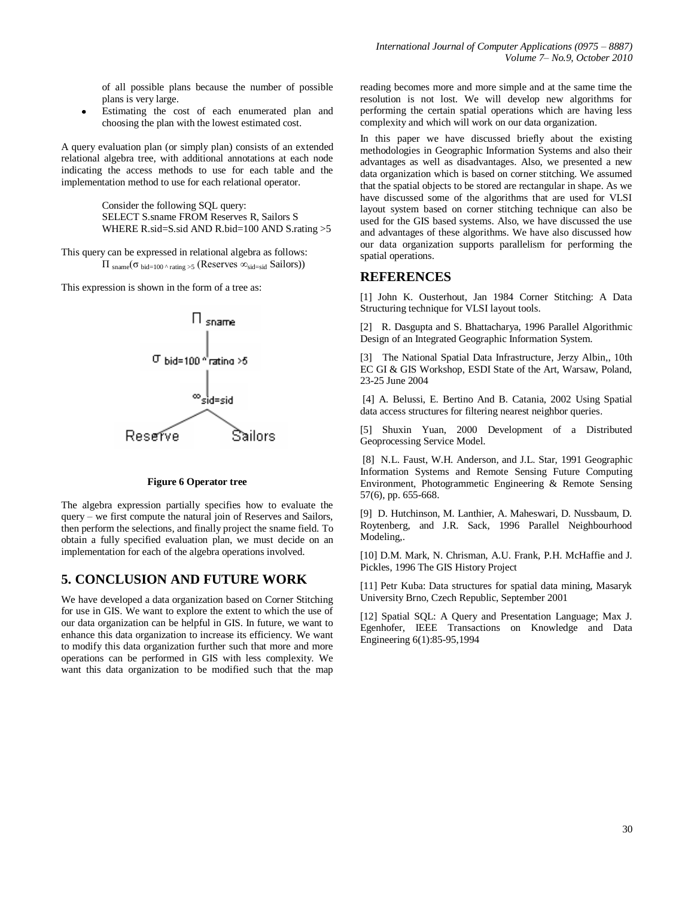of all possible plans because the number of possible plans is very large.

- Estimating the cost of each enumerated plan and choosing the plan with the lowest estimated cost.

A query evaluation plan (or simply plan) consists of an extended relational algebra tree, with additional annotations at each node indicating the access methods to use for each table and the implementation method to use for each relational operator.

Consider the following SQL query:
SELECT S.sname FROM Reserves R, Sailors S
WHERE R.sid=S.sid AND R.bid=100 AND S.rating >5

This query can be expressed in relational algebra as follows:

$$\Pi_{sname}(\sigma_{bid=100 \wedge rating>5} (\text{Reserves} \infty_{sid=sid} \text{Sailors}))$$

This expression is shown in the form of a tree as:

Π sname

σ bid=100 ^ rating >5

∞ sid=sid

Reserve

Sailors

**Figure 6 Operator tree**

The algebra expression partially specifies how to evaluate the query – we first compute the natural join of Reserves and Sailors, then perform the selections, and finally project the sname field. To obtain a fully specified evaluation plan, we must decide on an implementation for each of the algebra operations involved.

## 5. CONCLUSION AND FUTURE WORK

We have developed a data organization based on Corner Stitching for use in GIS. We want to explore the extent to which the use of our data organization can be helpful in GIS. In future, we want to enhance this data organization to increase its efficiency. We want to modify this data organization further such that more and more operations can be performed in GIS with less complexity. We want this data organization to be modified such that the map reading becomes more and more simple and at the same time the resolution is not lost. We will develop new algorithms for performing the certain spatial operations which are having less complexity and which will work on our data organization.

In this paper we have discussed briefly about the existing methodologies in Geographic Information Systems and also their advantages as well as disadvantages. Also, we presented a new data organization which is based on corner stitching. We assumed that the spatial objects to be stored are rectangular in shape. As we have discussed some of the algorithms that are used for VLSI layout system based on corner stitching technique can also be used for the GIS based systems. Also, we have discussed the use and advantages of these algorithms. We have also discussed how our data organization supports parallelism for performing the spatial operations.

## REFERENCES

[1] John K. Ousterhout, Jan 1984 Corner Stitching: A Data Structuring technique for VLSI layout tools.

[2] R. Dasgupta and S. Bhattacharya, 1996 Parallel Algorithmic Design of an Integrated Geographic Information System.

[3] The National Spatial Data Infrastructure, Jerzy Albin,, 10th EC GI & GIS Workshop, ESDI State of the Art, Warsaw, Poland, 23-25 June 2004

[4] A. Belussi, E. Bertino And B. Catania, 2002 Using Spatial data access structures for filtering nearest neighbor queries.

[5] Shuxin Yuan, 2000 Development of a Distributed Geoprocessing Service Model.

[8] N.L. Faust, W.H. Anderson, and J.L. Star, 1991 Geographic Information Systems and Remote Sensing Future Computing Environment, Photogrammetic Engineering & Remote Sensing 57(6), pp. 655-668.

[9] D. Hutchinson, M. Lanthier, A. Maheswari, D. Nussbaum, D. Roytenberg, and J.R. Sack, 1996 Parallel Neighbourhood Modeling,.

[10] D.M. Mark, N. Chrisman, A.U. Frank, P.H. McHaffie and J. Pickles, 1996 The GIS History Project

[11] Petr Kuba: Data structures for spatial data mining, Masaryk University Brno, Czech Republic, September 2001

[12] Spatial SQL: A Query and Presentation Language; Max J. Egenhofer, IEEE Transactions on Knowledge and Data Engineering 6(1):85-95,1994